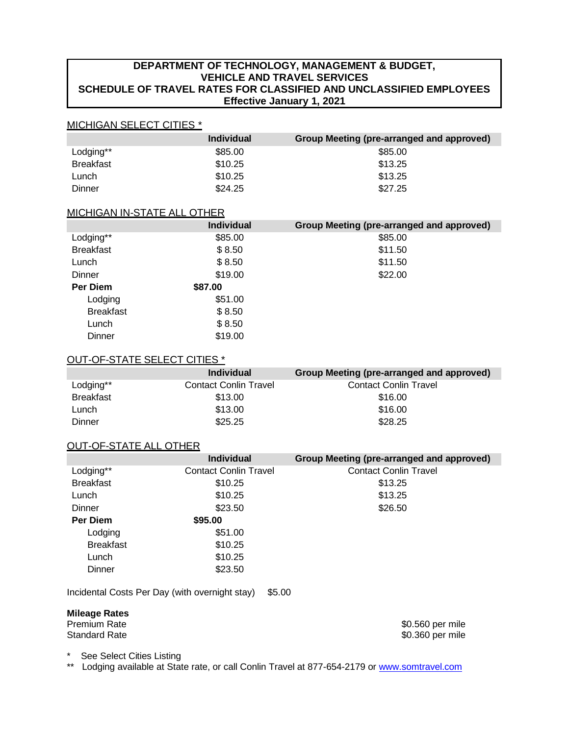# DEPARTMENT OF TECHNOLOGY, MANAGEMENT & BUDGET, VEHICLE AND TRAVEL SERVICES SCHEDULE OF TRAVEL RATES FOR CLASSIFIED AND UNCLASSIFIED EMPLOYEES

**Effective January 1, 2021**

## MICHIGAN SELECT CITIES *

| | Individual | Group Meeting (pre-arranged and approved) |
|---|---|---|
| Lodging** | $85.00 | $85.00 |
| Breakfast | $10.25 | $13.25 |
| Lunch | $10.25 | $13.25 |
| Dinner | $24.25 | $27.25 |

## MICHIGAN IN-STATE ALL OTHER

| | Individual | Group Meeting (pre-arranged and approved) |
|---|---|---|
| Lodging** | $85.00 | $85.00 |
| Breakfast | $ 8.50 | $11.50 |
| Lunch | $ 8.50 | $11.50 |
| Dinner | $19.00 | $22.00 |
| **Per Diem** | **$87.00** | |
| Lodging | $51.00 | |
| Breakfast | $ 8.50 | |
| Lunch | $ 8.50 | |
| Dinner | $19.00 | |

## OUT-OF-STATE SELECT CITIES *

| | Individual | Group Meeting (pre-arranged and approved) |
|---|---|---|
| Lodging** | Contact Conlin Travel | Contact Conlin Travel |
| Breakfast | $13.00 | $16.00 |
| Lunch | $13.00 | $16.00 |
| Dinner | $25.25 | $28.25 |

## OUT-OF-STATE ALL OTHER

| | Individual | Group Meeting (pre-arranged and approved) |
|---|---|---|
| Lodging** | Contact Conlin Travel | Contact Conlin Travel |
| Breakfast | $10.25 | $13.25 |
| Lunch | $10.25 | $13.25 |
| Dinner | $23.50 | $26.50 |
| **Per Diem** | **$95.00** | |
| Lodging | $51.00 | |
| Breakfast | $10.25 | |
| Lunch | $10.25 | |
| Dinner | $23.50 | |

Incidental Costs Per Day (with overnight stay) $5.00

**Mileage Rates**

| | |
|---|---|
| Premium Rate | $0.560 per mile |
| Standard Rate | $0.360 per mile |

\* See Select Cities Listing

** Lodging available at State rate, or call Conlin Travel at 877-654-2179 or www.somtravel.com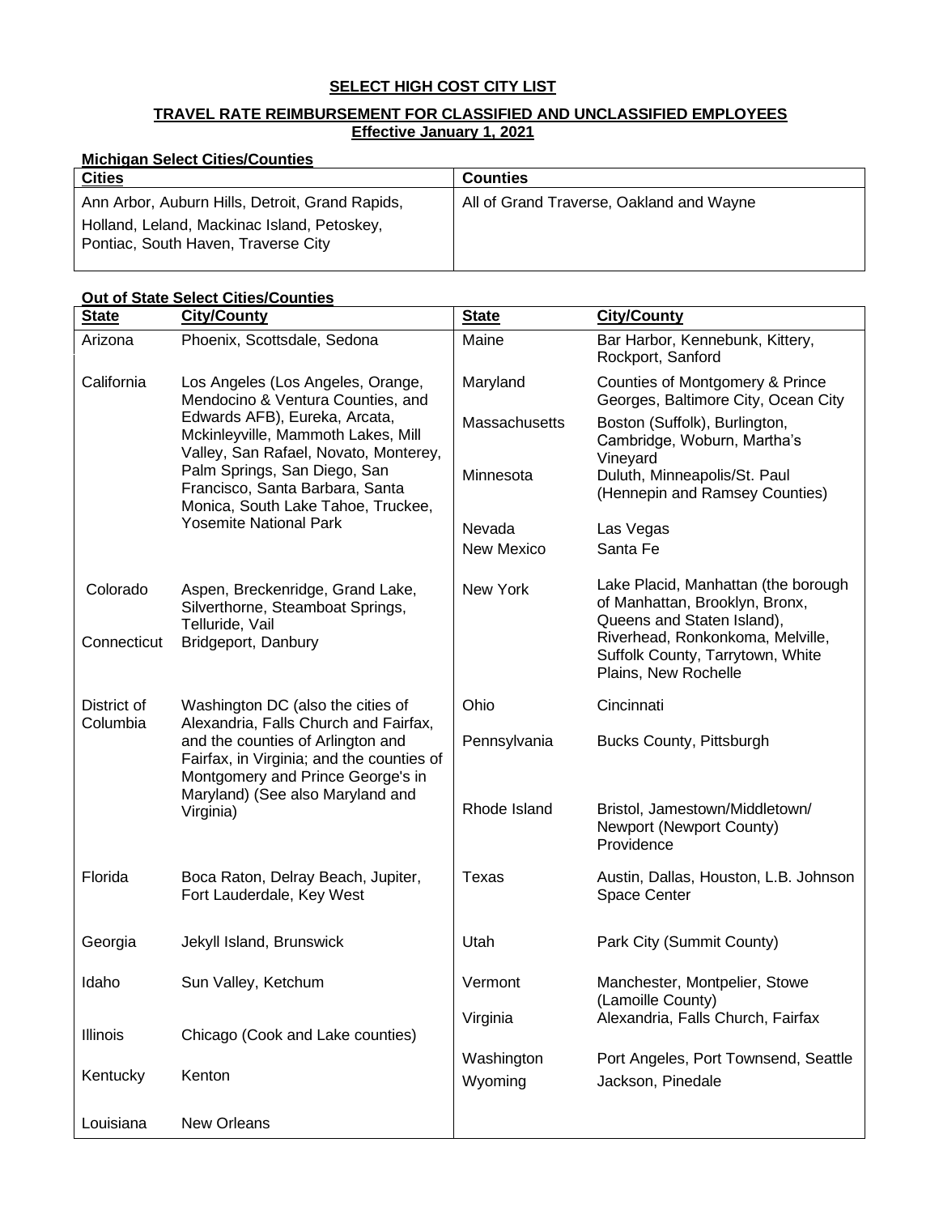**SELECT HIGH COST CITY LIST**

**TRAVEL RATE REIMBURSEMENT FOR CLASSIFIED AND UNCLASSIFIED EMPLOYEES**
**Effective January 1, 2021**

**Michigan Select Cities/Counties**

| Cities | Counties |
|---|---|
| Ann Arbor, Auburn Hills, Detroit, Grand Rapids, Holland, Leland, Mackinac Island, Petoskey, Pontiac, South Haven, Traverse City | All of Grand Traverse, Oakland and Wayne |

**Out of State Select Cities/Counties**

| State | City/County | State | City/County |
|---|---|---|---|
| Arizona | Phoenix, Scottsdale, Sedona | Maine | Bar Harbor, Kennebunk, Kittery, Rockport, Sanford |
| California | Los Angeles (Los Angeles, Orange, Mendocino & Ventura Counties, and Edwards AFB), Eureka, Arcata, Mckinleyville, Mammoth Lakes, Mill Valley, San Rafael, Novato, Monterey, Palm Springs, San Diego, San Francisco, Santa Barbara, Santa Monica, South Lake Tahoe, Truckee, Yosemite National Park | Maryland | Counties of Montgomery & Prince Georges, Baltimore City, Ocean City |
| | | Massachusetts | Boston (Suffolk), Burlington, Cambridge, Woburn, Martha's Vineyard |
| | | Minnesota | Duluth, Minneapolis/St. Paul (Hennepin and Ramsey Counties) |
| | | Nevada | Las Vegas |
| | | New Mexico | Santa Fe |
| Colorado | Aspen, Breckenridge, Grand Lake, Silverthorne, Steamboat Springs, Telluride, Vail | New York | Lake Placid, Manhattan (the borough of Manhattan, Brooklyn, Bronx, Queens and Staten Island), Riverhead, Ronkonkoma, Melville, Suffolk County, Tarrytown, White Plains, New Rochelle |
| Connecticut | Bridgeport, Danbury | | |
| District of Columbia | Washington DC (also the cities of Alexandria, Falls Church and Fairfax, and the counties of Arlington and Fairfax, in Virginia; and the counties of Montgomery and Prince George's in Maryland) (See also Maryland and Virginia) | Ohio | Cincinnati |
| | | Pennsylvania | Bucks County, Pittsburgh |
| | | Rhode Island | Bristol, Jamestown/Middletown/ Newport (Newport County) Providence |
| Florida | Boca Raton, Delray Beach, Jupiter, Fort Lauderdale, Key West | Texas | Austin, Dallas, Houston, L.B. Johnson Space Center |
| Georgia | Jekyll Island, Brunswick | Utah | Park City (Summit County) |
| Idaho | Sun Valley, Ketchum | Vermont | Manchester, Montpelier, Stowe (Lamoille County) |
| | | Virginia | Alexandria, Falls Church, Fairfax |
| Illinois | Chicago (Cook and Lake counties) | Washington | Port Angeles, Port Townsend, Seattle |
| Kentucky | Kenton | Wyoming | Jackson, Pinedale |
| Louisiana | New Orleans | | |